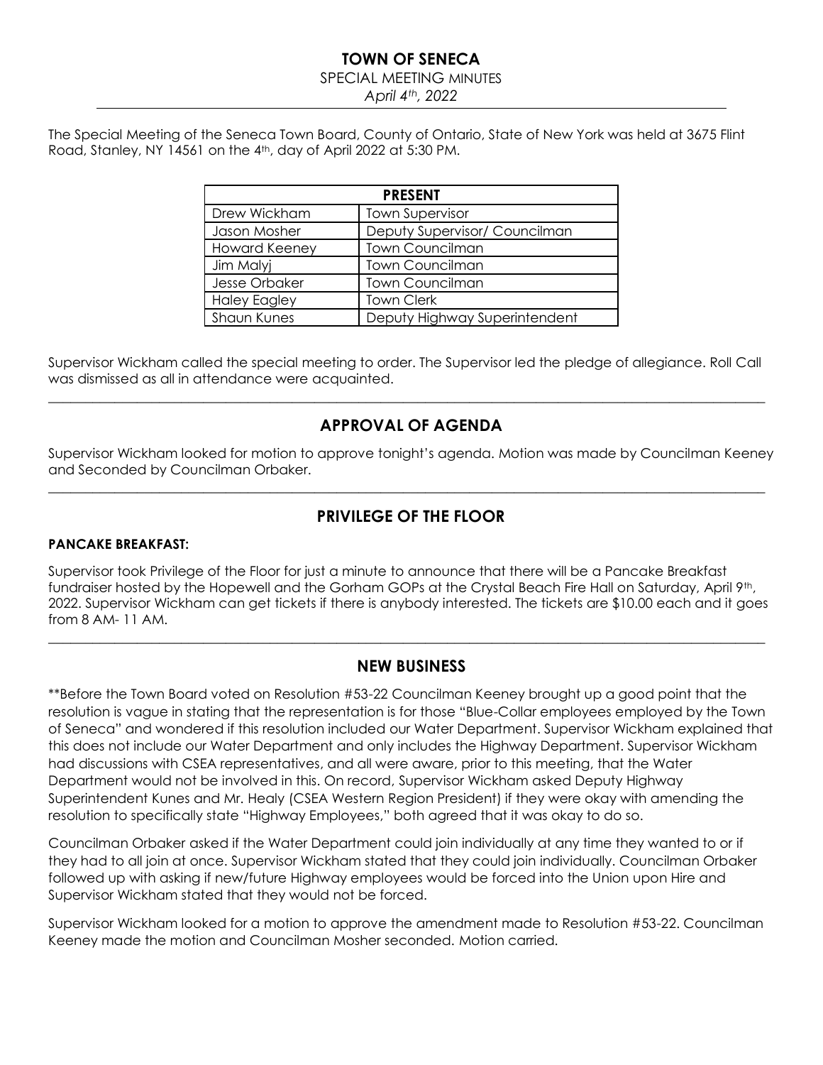# TOWN OF SENECA

SPECIAL MEETING MINUTES

*April 4th, 2022*

The Special Meeting of the Seneca Town Board, County of Ontario, State of New York was held at 3675 Flint Road, Stanley, NY 14561 on the 4th, day of April 2022 at 5:30 PM.

| PRESENT | |
|---|---|
| Drew Wickham | Town Supervisor |
| Jason Mosher | Deputy Supervisor/ Councilman |
| Howard Keeney | Town Councilman |
| Jim Malyj | Town Councilman |
| Jesse Orbaker | Town Councilman |
| Haley Eagley | Town Clerk |
| Shaun Kunes | Deputy Highway Superintendent |

Supervisor Wickham called the special meeting to order. The Supervisor led the pledge of allegiance. Roll Call was dismissed as all in attendance were acquainted.

## APPROVAL OF AGENDA

Supervisor Wickham looked for motion to approve tonight's agenda. Motion was made by Councilman Keeney and Seconded by Councilman Orbaker.

## PRIVILEGE OF THE FLOOR

**PANCAKE BREAKFAST:**

Supervisor took Privilege of the Floor for just a minute to announce that there will be a Pancake Breakfast fundraiser hosted by the Hopewell and the Gorham GOPs at the Crystal Beach Fire Hall on Saturday, April 9th, 2022. Supervisor Wickham can get tickets if there is anybody interested. The tickets are $10.00 each and it goes from 8 AM- 11 AM.

## NEW BUSINESS

**Before the Town Board voted on Resolution #53-22 Councilman Keeney brought up a good point that the resolution is vague in stating that the representation is for those "Blue-Collar employees employed by the Town of Seneca" and wondered if this resolution included our Water Department. Supervisor Wickham explained that this does not include our Water Department and only includes the Highway Department. Supervisor Wickham had discussions with CSEA representatives, and all were aware, prior to this meeting, that the Water Department would not be involved in this. On record, Supervisor Wickham asked Deputy Highway Superintendent Kunes and Mr. Healy (CSEA Western Region President) if they were okay with amending the resolution to specifically state "Highway Employees," both agreed that it was okay to do so.

Councilman Orbaker asked if the Water Department could join individually at any time they wanted to or if they had to all join at once. Supervisor Wickham stated that they could join individually. Councilman Orbaker followed up with asking if new/future Highway employees would be forced into the Union upon Hire and Supervisor Wickham stated that they would not be forced.

Supervisor Wickham looked for a motion to approve the amendment made to Resolution #53-22. Councilman Keeney made the motion and Councilman Mosher seconded. Motion carried.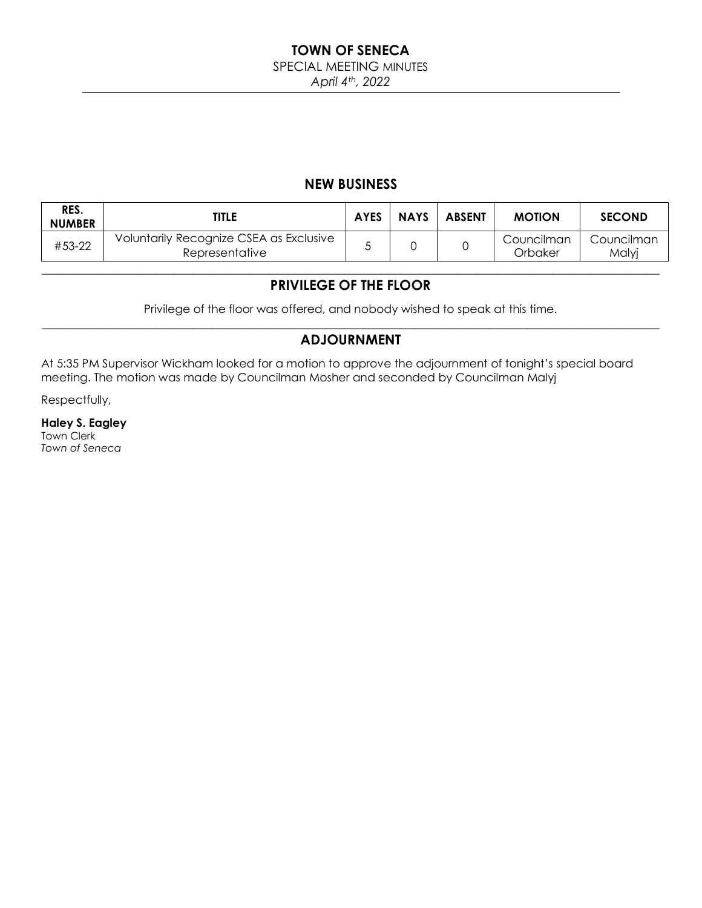## NEW BUSINESS

| RES. NUMBER | TITLE | AYES | NAYS | ABSENT | MOTION | SECOND |
|---|---|---|---|---|---|---|
| #53-22 | Voluntarily Recognize CSEA as Exclusive Representative | 5 | 0 | 0 | Councilman Orbaker | Councilman Malyj |

## PRIVILEGE OF THE FLOOR

Privilege of the floor was offered, and nobody wished to speak at this time.

## ADJOURNMENT

At 5:35 PM Supervisor Wickham looked for a motion to approve the adjournment of tonight's special board meeting. The motion was made by Councilman Mosher and seconded by Councilman Malyj

Respectfully,

**Haley S. Eagley**
Town Clerk
*Town of Seneca*